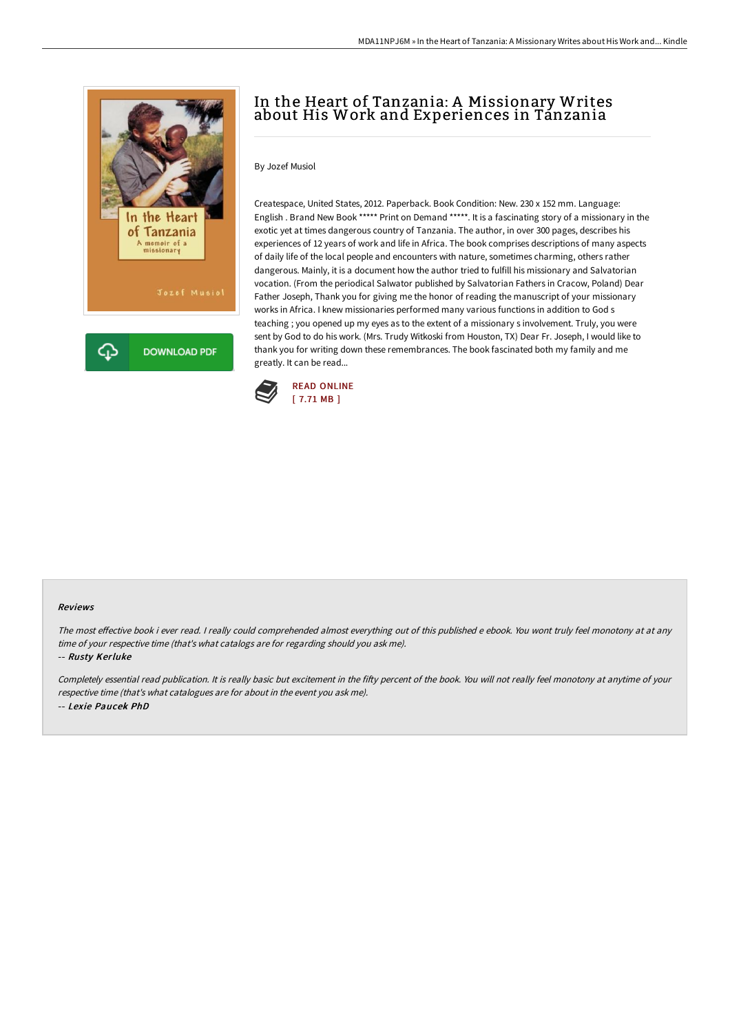# In the Heart of Tanzania: A Missionary Writes about His Work and Experiences in Tanzania

By Jozef Musiol

Createspace, United States, 2012. Paperback. Book Condition: New. 230 x 152 mm. Language: English . Brand New Book ***** Print on Demand *****. It is a fascinating story of a missionary in the exotic yet at times dangerous country of Tanzania. The author, in over 300 pages, describes his experiences of 12 years of work and life in Africa. The book comprises descriptions of many aspects of daily life of the local people and encounters with nature, sometimes charming, others rather dangerous. Mainly, it is a document how the author tried to fulfill his missionary and Salvatorian vocation. (From the periodical Salwator published by Salvatorian Fathers in Cracow, Poland) Dear Father Joseph, Thank you for giving me the honor of reading the manuscript of your missionary works in Africa. I knew missionaries performed many various functions in addition to God s teaching ; you opened up my eyes as to the extent of a missionary s involvement. Truly, you were sent by God to do his work. (Mrs. Trudy Witkoski from Houston, TX) Dear Fr. Joseph, I would like to thank you for writing down these remembrances. The book fascinated both my family and me greatly. It can be read...

DOWNLOAD PDF

READ ONLINE
[ 7.71 MB ]

#### Reviews

*The most effective book i ever read. I really could comprehended almost everything out of this published e ebook. You wont truly feel monotony at at any time of your respective time (that's what catalogs are for regarding should you ask me).*

-- *Rusty Kerluke*

*Completely essential read publication. It is really basic but excitement in the fifty percent of the book. You will not really feel monotony at anytime of your respective time (that's what catalogues are for about in the event you ask me).*

-- *Lexie Paucek PhD*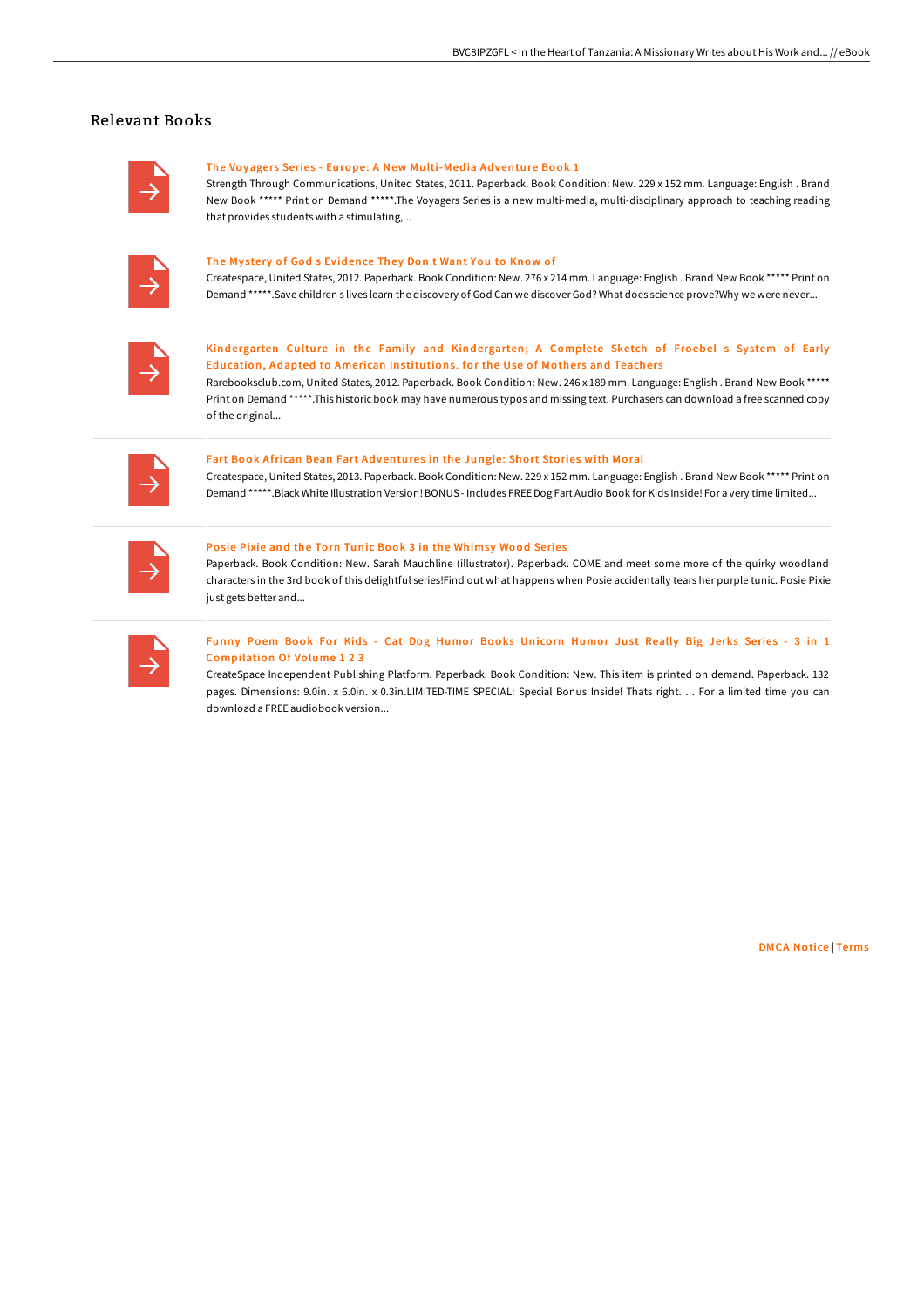## Relevant Books

### The Voyagers Series - Europe: A New Multi-Media Adventure Book 1

Strength Through Communications, United States, 2011. Paperback. Book Condition: New. 229 x 152 mm. Language: English . Brand New Book ***** Print on Demand *****.The Voyagers Series is a new multi-media, multi-disciplinary approach to teaching reading that provides students with a stimulating,...

### The Mystery of God s Evidence They Don t Want You to Know of

Createspace, United States, 2012. Paperback. Book Condition: New. 276 x 214 mm. Language: English . Brand New Book ***** Print on Demand *****.Save children s lives learn the discovery of God Can we discover God? What does science prove?Why we were never...

### Kindergarten Culture in the Family and Kindergarten; A Complete Sketch of Froebel s System of Early Education, Adapted to American Institutions. for the Use of Mothers and Teachers

Rarebooksclub.com, United States, 2012. Paperback. Book Condition: New. 246 x 189 mm. Language: English . Brand New Book ***** Print on Demand *****.This historic book may have numerous typos and missing text. Purchasers can download a free scanned copy of the original...

### Fart Book African Bean Fart Adventures in the Jungle: Short Stories with Moral

Createspace, United States, 2013. Paperback. Book Condition: New. 229 x 152 mm. Language: English . Brand New Book ***** Print on Demand *****.Black White Illustration Version! BONUS - Includes FREE Dog Fart Audio Book for Kids Inside! For a very time limited...

### Posie Pixie and the Torn Tunic Book 3 in the Whimsy Wood Series

Paperback. Book Condition: New. Sarah Mauchline (illustrator). Paperback. COME and meet some more of the quirky woodland characters in the 3rd book of this delightful series!Find out what happens when Posie accidentally tears her purple tunic. Posie Pixie just gets better and...

### Funny Poem Book For Kids - Cat Dog Humor Books Unicorn Humor Just Really Big Jerks Series - 3 in 1 Compilation Of Volume 1 2 3

CreateSpace Independent Publishing Platform. Paperback. Book Condition: New. This item is printed on demand. Paperback. 132 pages. Dimensions: 9.0in. x 6.0in. x 0.3in.LIMITED-TIME SPECIAL: Special Bonus Inside! Thats right. . . For a limited time you can download a FREE audiobook version...